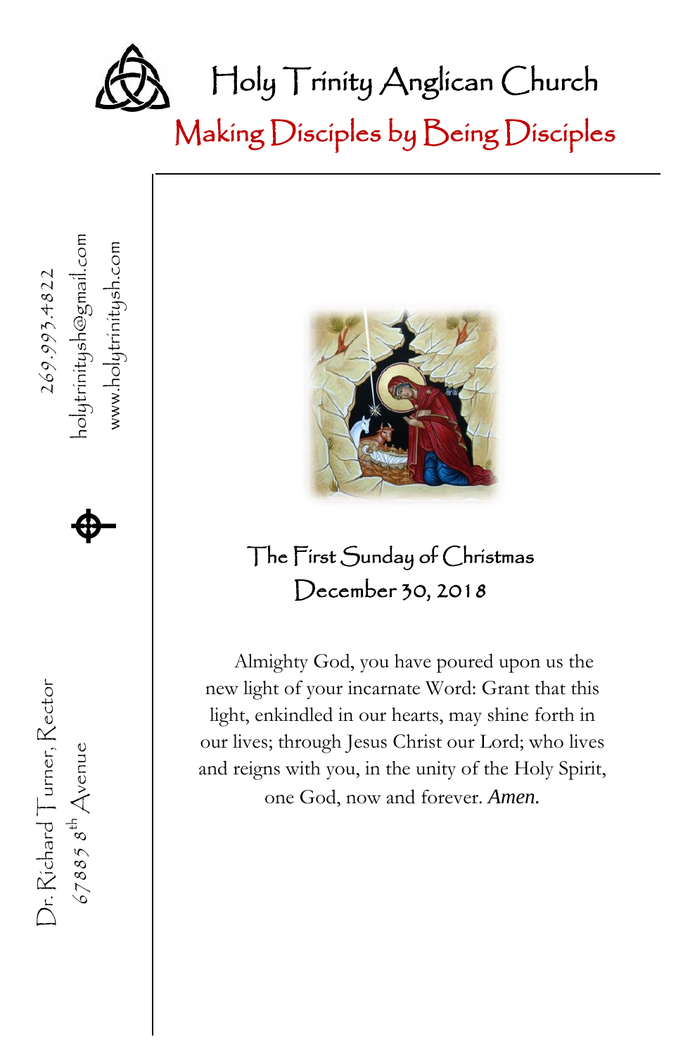# Holy Trinity Anglican Church

## Making Disciples by Being Disciples

269.993.4822
holytrinitysh@gmail.com
www.holytrinitysh.com

Dr. Richard Turner, Rector
67885 8th Avenue

### The First Sunday of Christmas
### December 30, 2018

Almighty God, you have poured upon us the new light of your incarnate Word: Grant that this light, enkindled in our hearts, may shine forth in our lives; through Jesus Christ our Lord; who lives and reigns with you, in the unity of the Holy Spirit, one God, now and forever. *Amen.*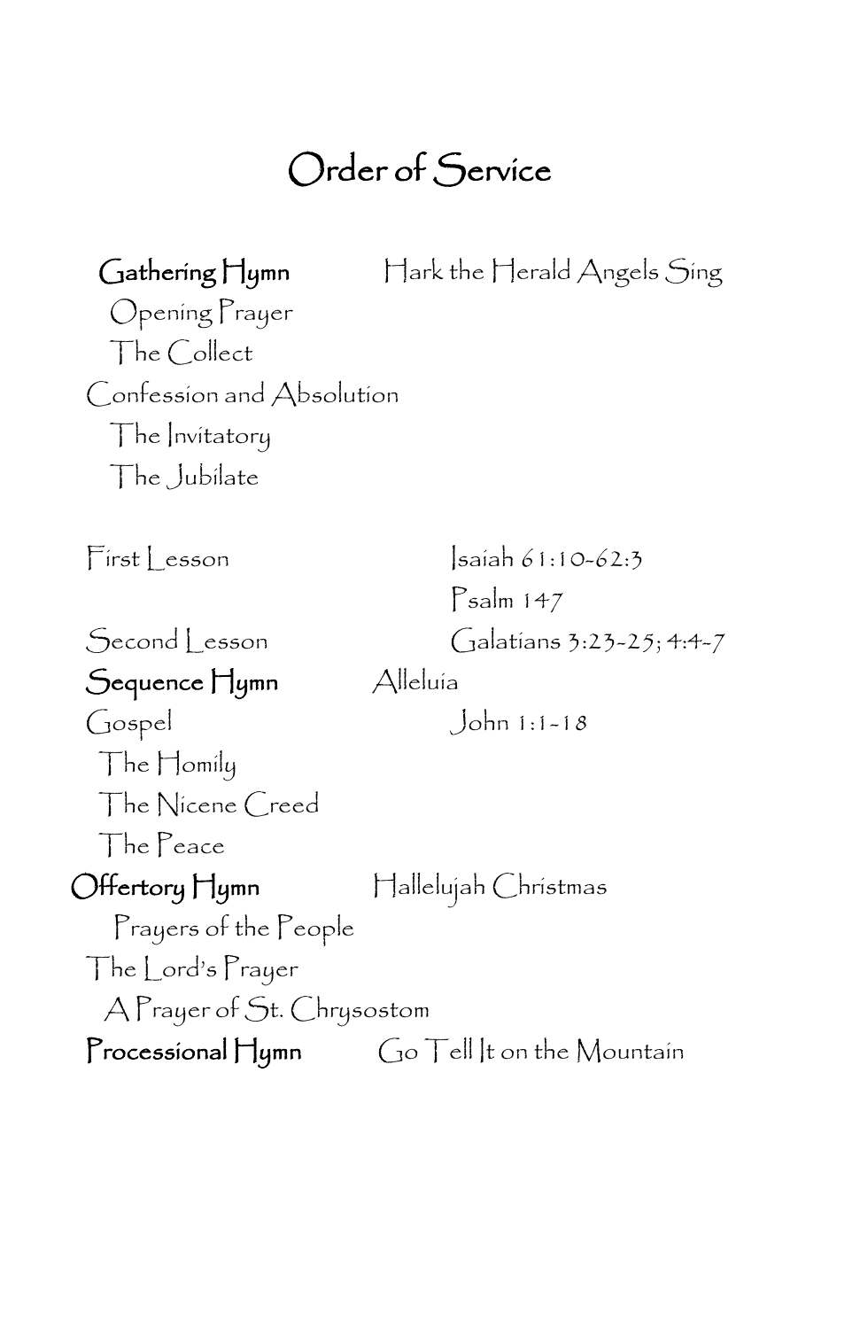# Order of Service

**Gathering Hymn** Hark the Herald Angels Sing

Opening Prayer

The Collect

Confession and Absolution

The Invitatory

The Jubilate

First Lesson Isaiah 61:10-62:3

Psalm 147

Second Lesson Galatians 3:23-25; 4:4-7

**Sequence Hymn** Alleluia

Gospel John 1:1-18

The Homily

The Nicene Creed

The Peace

**Offertory Hymn** Hallelujah Christmas

Prayers of the People

The Lord's Prayer

A Prayer of St. Chrysostom

**Processional Hymn** Go Tell It on the Mountain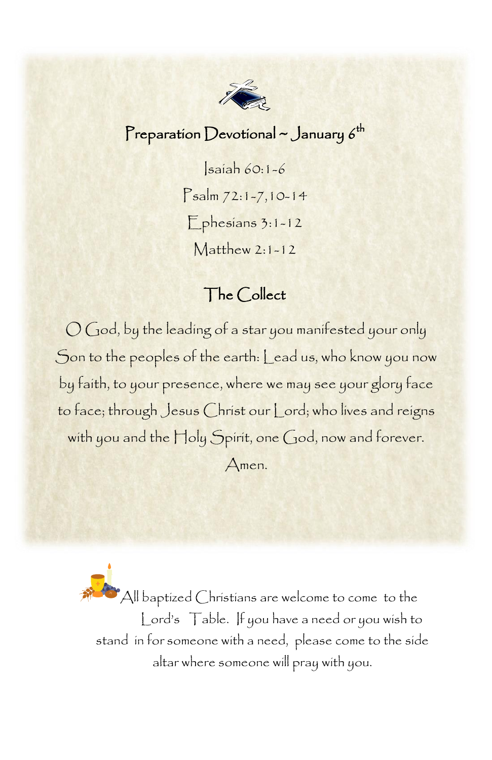## Preparation Devotional ~ January 6th

Isaiah 60:1-6

Psalm 72:1-7,10-14

Ephesians 3:1-12

Matthew 2:1-12

## The Collect

O God, by the leading of a star you manifested your only Son to the peoples of the earth: Lead us, who know you now by faith, to your presence, where we may see your glory face to face; through Jesus Christ our Lord; who lives and reigns with you and the Holy Spirit, one God, now and forever. Amen.

All baptized Christians are welcome to come to the Lord's Table. If you have a need or you wish to stand in for someone with a need, please come to the side altar where someone will pray with you.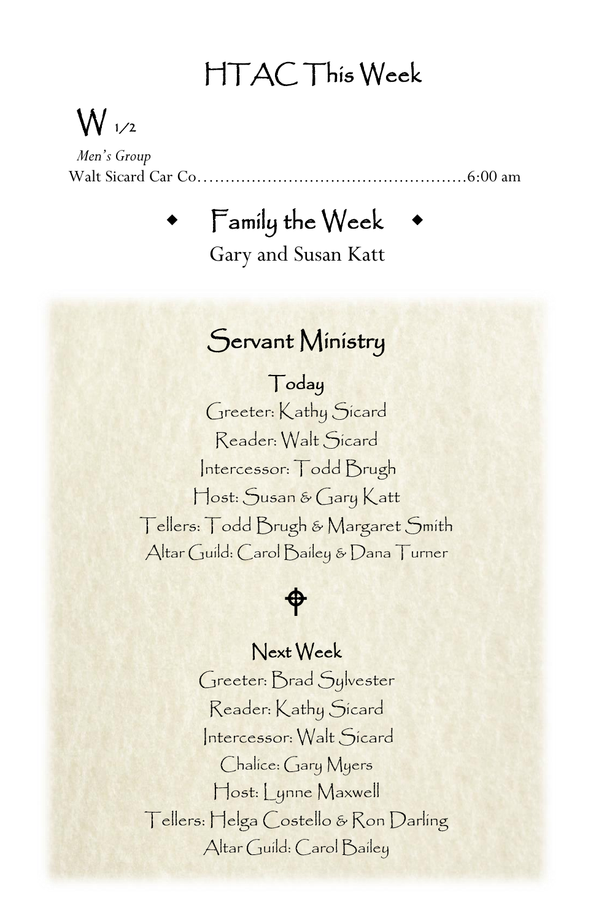# HTAC This Week

## W 1/2

*Men's Group*

Walt Sicard Car Co……………………………………………6:00 am

## ◆ Family the Week ◆

Gary and Susan Katt

## Servant Ministry

### Today

Greeter: Kathy Sicard

Reader: Walt Sicard

Intercessor: Todd Brugh

Host: Susan & Gary Katt

Tellers: Todd Brugh & Margaret Smith

Altar Guild: Carol Bailey & Dana Turner

### Next Week

Greeter: Brad Sylvester

Reader: Kathy Sicard

Intercessor: Walt Sicard

Chalice: Gary Myers

Host: Lynne Maxwell

Tellers: Helga Costello & Ron Darling

Altar Guild: Carol Bailey